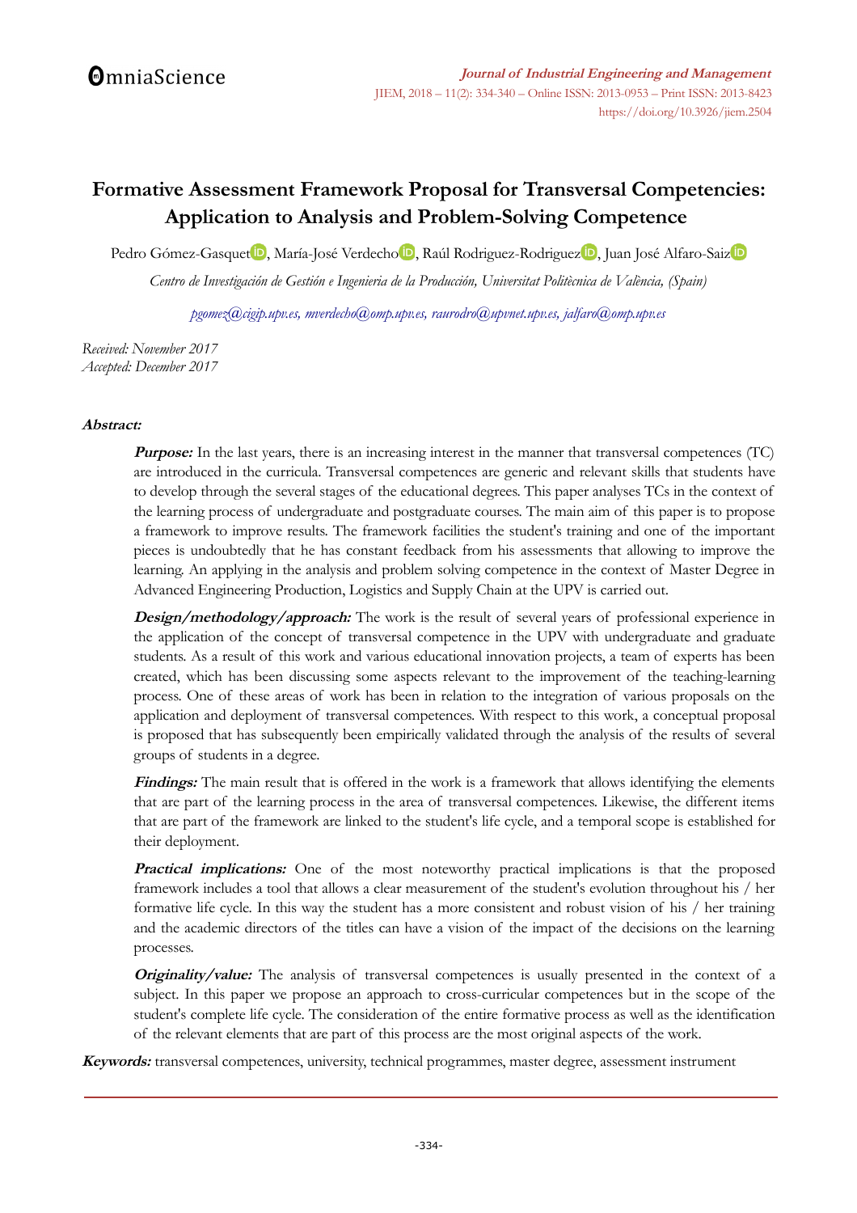# Formative Assessment Framework Proposal for Transversal Competencies: Application to Analysis and Problem-Solving Competence

Pedro Gómez-Gasquet, María-José Verdecho, Raúl Rodriguez-Rodriguez, Juan José Alfaro-Saiz

*Centro de Investigación de Gestión e Ingenieria de la Producción, Universitat Politècnica de València, (Spain)*

*pgomez@cigip.upv.es, mverdecho@omp.upv.es, raurodro@upvnet.upv.es, jalfaro@omp.upv.es*

*Received: November 2017*
*Accepted: December 2017*

**Abstract:**

***Purpose:*** In the last years, there is an increasing interest in the manner that transversal competences (TC) are introduced in the curricula. Transversal competences are generic and relevant skills that students have to develop through the several stages of the educational degrees. This paper analyses TCs in the context of the learning process of undergraduate and postgraduate courses. The main aim of this paper is to propose a framework to improve results. The framework facilities the student's training and one of the important pieces is undoubtedly that he has constant feedback from his assessments that allowing to improve the learning. An applying in the analysis and problem solving competence in the context of Master Degree in Advanced Engineering Production, Logistics and Supply Chain at the UPV is carried out.

***Design/methodology/approach:*** The work is the result of several years of professional experience in the application of the concept of transversal competence in the UPV with undergraduate and graduate students. As a result of this work and various educational innovation projects, a team of experts has been created, which has been discussing some aspects relevant to the improvement of the teaching-learning process. One of these areas of work has been in relation to the integration of various proposals on the application and deployment of transversal competences. With respect to this work, a conceptual proposal is proposed that has subsequently been empirically validated through the analysis of the results of several groups of students in a degree.

***Findings:*** The main result that is offered in the work is a framework that allows identifying the elements that are part of the learning process in the area of transversal competences. Likewise, the different items that are part of the framework are linked to the student's life cycle, and a temporal scope is established for their deployment.

***Practical implications:*** One of the most noteworthy practical implications is that the proposed framework includes a tool that allows a clear measurement of the student's evolution throughout his / her formative life cycle. In this way the student has a more consistent and robust vision of his / her training and the academic directors of the titles can have a vision of the impact of the decisions on the learning processes.

***Originality/value:*** The analysis of transversal competences is usually presented in the context of a subject. In this paper we propose an approach to cross-curricular competences but in the scope of the student's complete life cycle. The consideration of the entire formative process as well as the identification of the relevant elements that are part of this process are the most original aspects of the work.

***Keywords:*** transversal competences, university, technical programmes, master degree, assessment instrument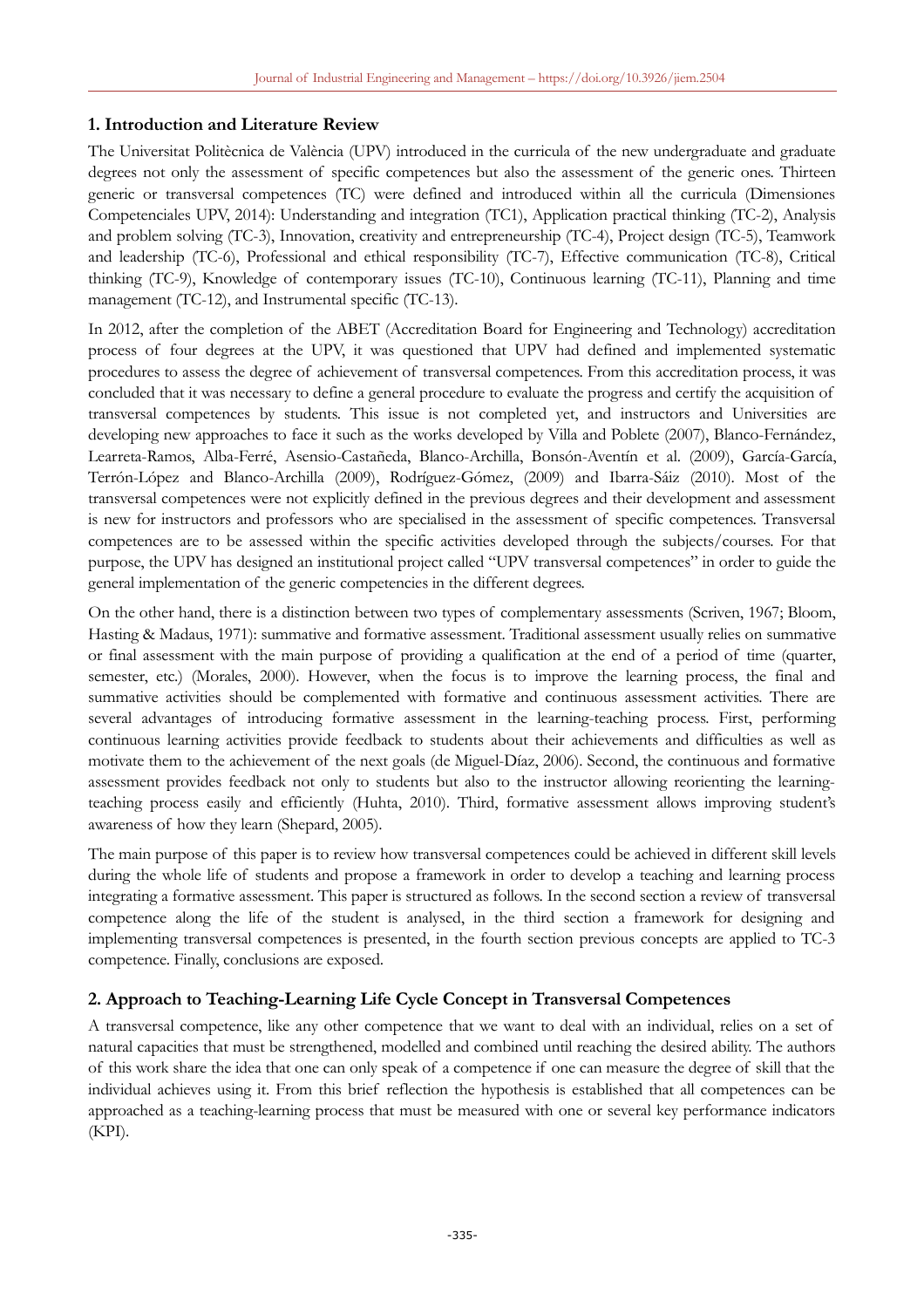## 1. Introduction and Literature Review

The Universitat Politècnica de València (UPV) introduced in the curricula of the new undergraduate and graduate degrees not only the assessment of specific competences but also the assessment of the generic ones. Thirteen generic or transversal competences (TC) were defined and introduced within all the curricula (Dimensiones Competenciales UPV, 2014): Understanding and integration (TC1), Application practical thinking (TC-2), Analysis and problem solving (TC-3), Innovation, creativity and entrepreneurship (TC-4), Project design (TC-5), Teamwork and leadership (TC-6), Professional and ethical responsibility (TC-7), Effective communication (TC-8), Critical thinking (TC-9), Knowledge of contemporary issues (TC-10), Continuous learning (TC-11), Planning and time management (TC-12), and Instrumental specific (TC-13).

In 2012, after the completion of the ABET (Accreditation Board for Engineering and Technology) accreditation process of four degrees at the UPV, it was questioned that UPV had defined and implemented systematic procedures to assess the degree of achievement of transversal competences. From this accreditation process, it was concluded that it was necessary to define a general procedure to evaluate the progress and certify the acquisition of transversal competences by students. This issue is not completed yet, and instructors and Universities are developing new approaches to face it such as the works developed by Villa and Poblete (2007), Blanco-Fernández, Learreta-Ramos, Alba-Ferré, Asensio-Castañeda, Blanco-Archilla, Bonsón-Aventín et al. (2009), García-García, Terrón-López and Blanco-Archilla (2009), Rodríguez-Gómez, (2009) and Ibarra-Sáiz (2010). Most of the transversal competences were not explicitly defined in the previous degrees and their development and assessment is new for instructors and professors who are specialised in the assessment of specific competences. Transversal competences are to be assessed within the specific activities developed through the subjects/courses. For that purpose, the UPV has designed an institutional project called "UPV transversal competences" in order to guide the general implementation of the generic competencies in the different degrees.

On the other hand, there is a distinction between two types of complementary assessments (Scriven, 1967; Bloom, Hasting & Madaus, 1971): summative and formative assessment. Traditional assessment usually relies on summative or final assessment with the main purpose of providing a qualification at the end of a period of time (quarter, semester, etc.) (Morales, 2000). However, when the focus is to improve the learning process, the final and summative activities should be complemented with formative and continuous assessment activities. There are several advantages of introducing formative assessment in the learning-teaching process. First, performing continuous learning activities provide feedback to students about their achievements and difficulties as well as motivate them to the achievement of the next goals (de Miguel-Díaz, 2006). Second, the continuous and formative assessment provides feedback not only to students but also to the instructor allowing reorienting the learning-teaching process easily and efficiently (Huhta, 2010). Third, formative assessment allows improving student's awareness of how they learn (Shepard, 2005).

The main purpose of this paper is to review how transversal competences could be achieved in different skill levels during the whole life of students and propose a framework in order to develop a teaching and learning process integrating a formative assessment. This paper is structured as follows. In the second section a review of transversal competence along the life of the student is analysed, in the third section a framework for designing and implementing transversal competences is presented, in the fourth section previous concepts are applied to TC-3 competence. Finally, conclusions are exposed.

## 2. Approach to Teaching-Learning Life Cycle Concept in Transversal Competences

A transversal competence, like any other competence that we want to deal with an individual, relies on a set of natural capacities that must be strengthened, modelled and combined until reaching the desired ability. The authors of this work share the idea that one can only speak of a competence if one can measure the degree of skill that the individual achieves using it. From this brief reflection the hypothesis is established that all competences can be approached as a teaching-learning process that must be measured with one or several key performance indicators (KPI).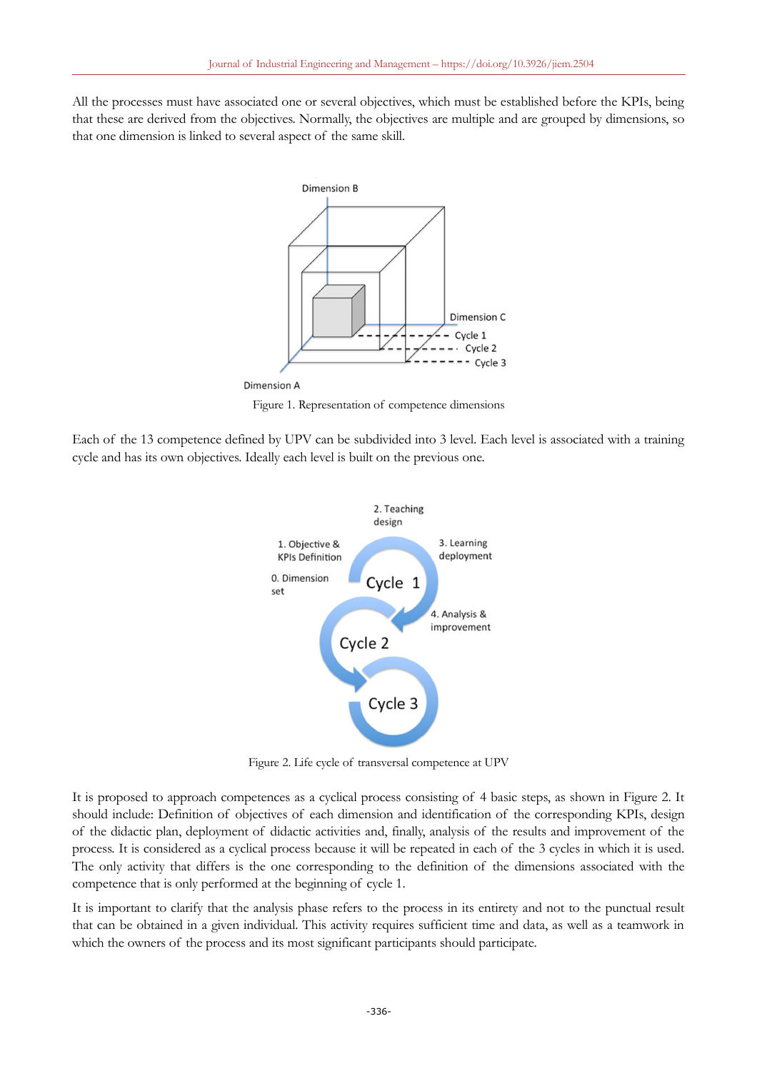All the processes must have associated one or several objectives, which must be established before the KPIs, being that these are derived from the objectives. Normally, the objectives are multiple and are grouped by dimensions, so that one dimension is linked to several aspect of the same skill.

Figure 1. Representation of competence dimensions

Each of the 13 competence defined by UPV can be subdivided into 3 level. Each level is associated with a training cycle and has its own objectives. Ideally each level is built on the previous one.

Figure 2. Life cycle of transversal competence at UPV

It is proposed to approach competences as a cyclical process consisting of 4 basic steps, as shown in Figure 2. It should include: Definition of objectives of each dimension and identification of the corresponding KPIs, design of the didactic plan, deployment of didactic activities and, finally, analysis of the results and improvement of the process. It is considered as a cyclical process because it will be repeated in each of the 3 cycles in which it is used. The only activity that differs is the one corresponding to the definition of the dimensions associated with the competence that is only performed at the beginning of cycle 1.

It is important to clarify that the analysis phase refers to the process in its entirety and not to the punctual result that can be obtained in a given individual. This activity requires sufficient time and data, as well as a teamwork in which the owners of the process and its most significant participants should participate.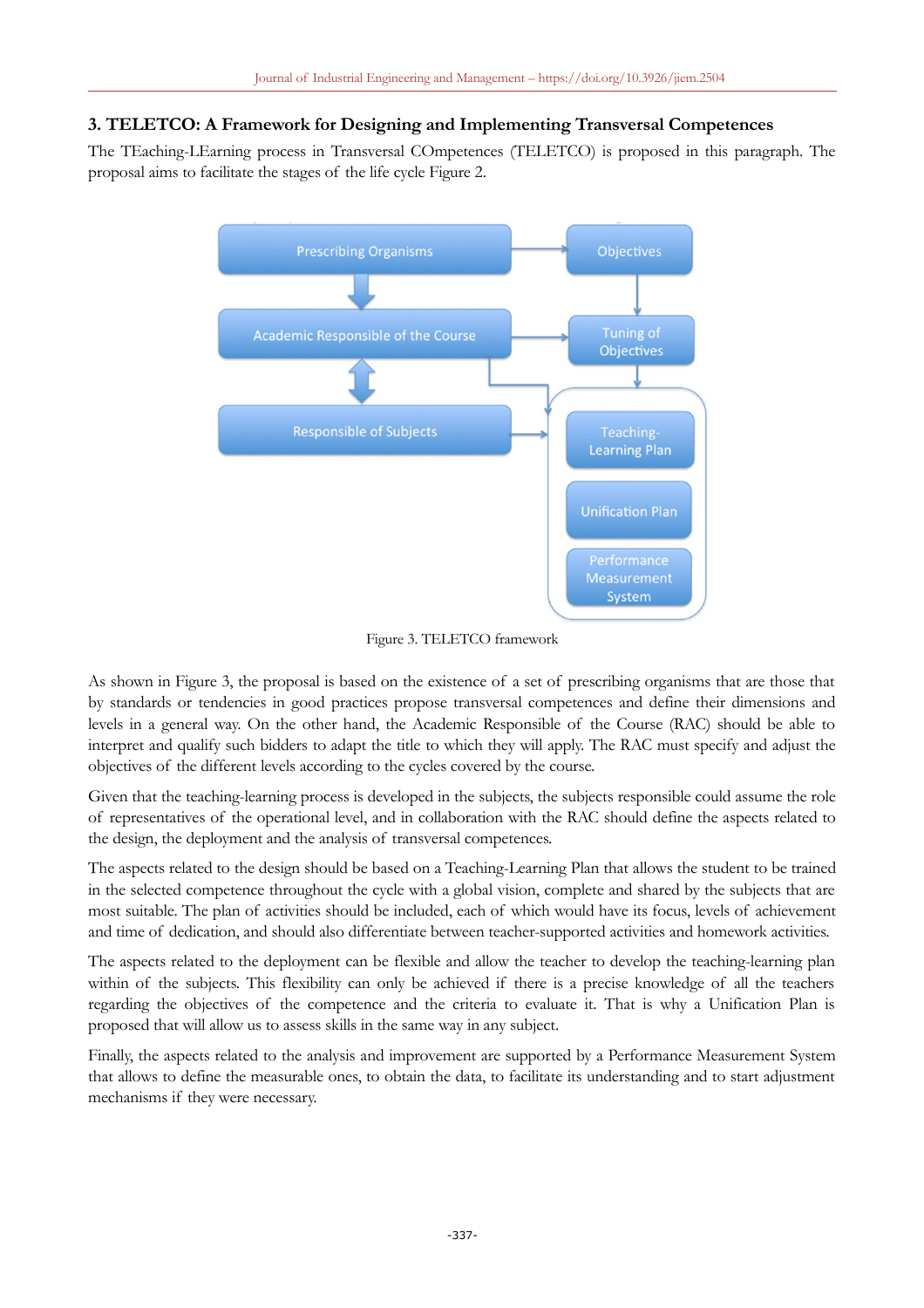## 3. TELETCO: A Framework for Designing and Implementing Transversal Competences

The TEaching-LEarning process in Transversal COmpetences (TELETCO) is proposed in this paragraph. The proposal aims to facilitate the stages of the life cycle Figure 2.

Figure 3. TELETCO framework

As shown in Figure 3, the proposal is based on the existence of a set of prescribing organisms that are those that by standards or tendencies in good practices propose transversal competences and define their dimensions and levels in a general way. On the other hand, the Academic Responsible of the Course (RAC) should be able to interpret and qualify such bidders to adapt the title to which they will apply. The RAC must specify and adjust the objectives of the different levels according to the cycles covered by the course.

Given that the teaching-learning process is developed in the subjects, the subjects responsible could assume the role of representatives of the operational level, and in collaboration with the RAC should define the aspects related to the design, the deployment and the analysis of transversal competences.

The aspects related to the design should be based on a Teaching-Learning Plan that allows the student to be trained in the selected competence throughout the cycle with a global vision, complete and shared by the subjects that are most suitable. The plan of activities should be included, each of which would have its focus, levels of achievement and time of dedication, and should also differentiate between teacher-supported activities and homework activities.

The aspects related to the deployment can be flexible and allow the teacher to develop the teaching-learning plan within of the subjects. This flexibility can only be achieved if there is a precise knowledge of all the teachers regarding the objectives of the competence and the criteria to evaluate it. That is why a Unification Plan is proposed that will allow us to assess skills in the same way in any subject.

Finally, the aspects related to the analysis and improvement are supported by a Performance Measurement System that allows to define the measurable ones, to obtain the data, to facilitate its understanding and to start adjustment mechanisms if they were necessary.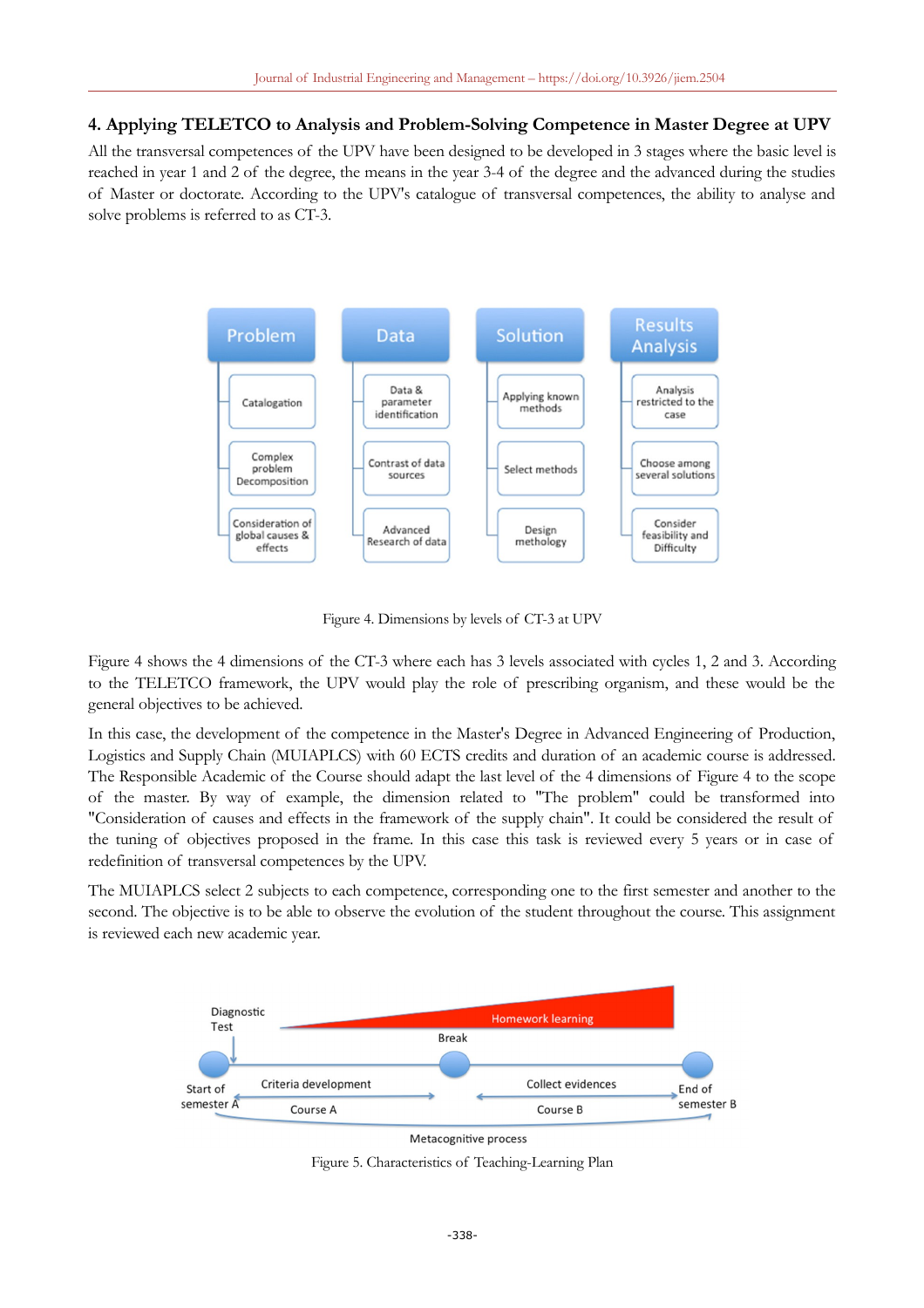## 4. Applying TELETCO to Analysis and Problem-Solving Competence in Master Degree at UPV

All the transversal competences of the UPV have been designed to be developed in 3 stages where the basic level is reached in year 1 and 2 of the degree, the means in the year 3-4 of the degree and the advanced during the studies of Master or doctorate. According to the UPV's catalogue of transversal competences, the ability to analyse and solve problems is referred to as CT-3.

Figure 4. Dimensions by levels of CT-3 at UPV

Figure 4 shows the 4 dimensions of the CT-3 where each has 3 levels associated with cycles 1, 2 and 3. According to the TELETCO framework, the UPV would play the role of prescribing organism, and these would be the general objectives to be achieved.

In this case, the development of the competence in the Master's Degree in Advanced Engineering of Production, Logistics and Supply Chain (MUIAPLCS) with 60 ECTS credits and duration of an academic course is addressed. The Responsible Academic of the Course should adapt the last level of the 4 dimensions of Figure 4 to the scope of the master. By way of example, the dimension related to "The problem" could be transformed into "Consideration of causes and effects in the framework of the supply chain". It could be considered the result of the tuning of objectives proposed in the frame. In this case this task is reviewed every 5 years or in case of redefinition of transversal competences by the UPV.

The MUIAPLCS select 2 subjects to each competence, corresponding one to the first semester and another to the second. The objective is to be able to observe the evolution of the student throughout the course. This assignment is reviewed each new academic year.

Figure 5. Characteristics of Teaching-Learning Plan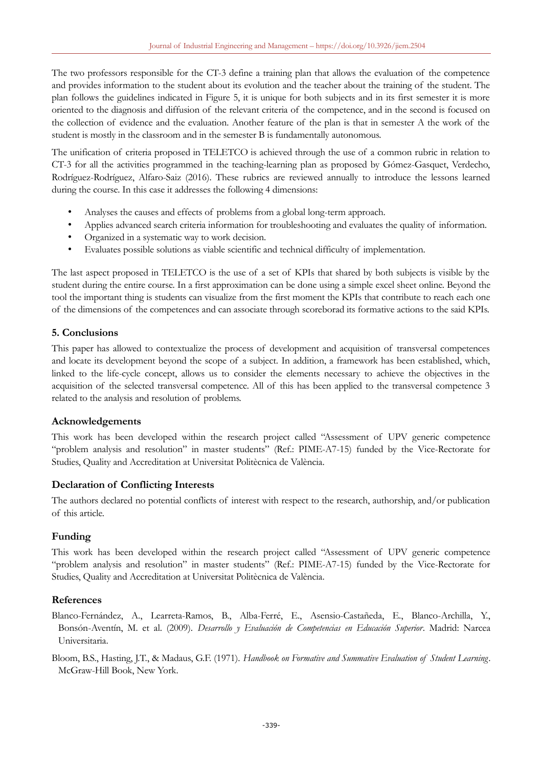The two professors responsible for the CT-3 define a training plan that allows the evaluation of the competence and provides information to the student about its evolution and the teacher about the training of the student. The plan follows the guidelines indicated in Figure 5, it is unique for both subjects and in its first semester it is more oriented to the diagnosis and diffusion of the relevant criteria of the competence, and in the second is focused on the collection of evidence and the evaluation. Another feature of the plan is that in semester A the work of the student is mostly in the classroom and in the semester B is fundamentally autonomous.

The unification of criteria proposed in TELETCO is achieved through the use of a common rubric in relation to CT-3 for all the activities programmed in the teaching-learning plan as proposed by Gómez-Gasquet, Verdecho, Rodríguez-Rodríguez, Alfaro-Saiz (2016). These rubrics are reviewed annually to introduce the lessons learned during the course. In this case it addresses the following 4 dimensions:

- Analyses the causes and effects of problems from a global long-term approach.
- Applies advanced search criteria information for troubleshooting and evaluates the quality of information.
- Organized in a systematic way to work decision.
- Evaluates possible solutions as viable scientific and technical difficulty of implementation.

The last aspect proposed in TELETCO is the use of a set of KPIs that shared by both subjects is visible by the student during the entire course. In a first approximation can be done using a simple excel sheet online. Beyond the tool the important thing is students can visualize from the first moment the KPIs that contribute to reach each one of the dimensions of the competences and can associate through scoreborad its formative actions to the said KPIs.

## 5. Conclusions

This paper has allowed to contextualize the process of development and acquisition of transversal competences and locate its development beyond the scope of a subject. In addition, a framework has been established, which, linked to the life-cycle concept, allows us to consider the elements necessary to achieve the objectives in the acquisition of the selected transversal competence. All of this has been applied to the transversal competence 3 related to the analysis and resolution of problems.

## Acknowledgements

This work has been developed within the research project called "Assessment of UPV generic competence "problem analysis and resolution" in master students" (Ref.: PIME-A7-15) funded by the Vice-Rectorate for Studies, Quality and Accreditation at Universitat Politècnica de València.

## Declaration of Conflicting Interests

The authors declared no potential conflicts of interest with respect to the research, authorship, and/or publication of this article.

## Funding

This work has been developed within the research project called "Assessment of UPV generic competence "problem analysis and resolution" in master students" (Ref.: PIME-A7-15) funded by the Vice-Rectorate for Studies, Quality and Accreditation at Universitat Politècnica de València.

## References

Blanco-Fernández, A., Learreta-Ramos, B., Alba-Ferré, E., Asensio-Castañeda, E., Blanco-Archilla, Y., Bonsón-Aventín, M. et al. (2009). *Desarrollo y Evaluación de Competencias en Educación Superior*. Madrid: Narcea Universitaria.

Bloom, B.S., Hasting, J.T., & Madaus, G.F. (1971). *Handbook on Formative and Summative Evaluation of Student Learning*. McGraw-Hill Book, New York.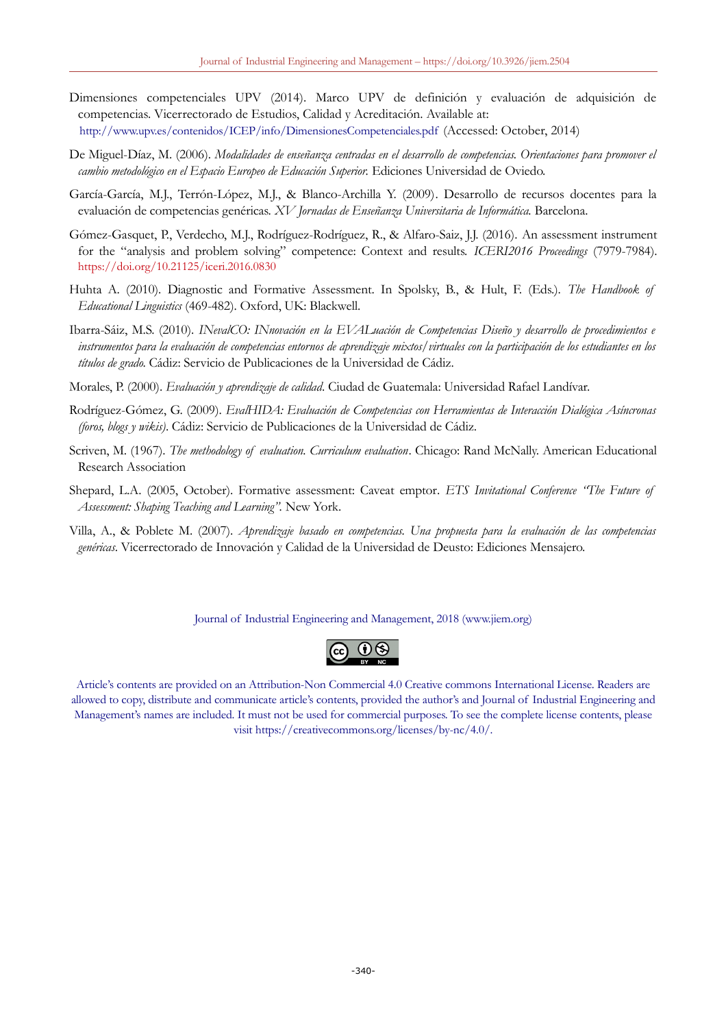Dimensiones competenciales UPV (2014). Marco UPV de definición y evaluación de adquisición de competencias. Vicerrectorado de Estudios, Calidad y Acreditación. Available at: http://www.upv.es/contenidos/ICEP/info/DimensionesCompetenciales.pdf (Accessed: October, 2014)

De Miguel-Díaz, M. (2006). *Modalidades de enseñanza centradas en el desarrollo de competencias. Orientaciones para promover el cambio metodológico en el Espacio Europeo de Educación Superior.* Ediciones Universidad de Oviedo.

García-García, M.J., Terrón-López, M.J., & Blanco-Archilla Y. (2009). Desarrollo de recursos docentes para la evaluación de competencias genéricas. *XV Jornadas de Enseñanza Universitaria de Informática.* Barcelona.

Gómez-Gasquet, P., Verdecho, M.J., Rodríguez-Rodríguez, R., & Alfaro-Saiz, J.J. (2016). An assessment instrument for the "analysis and problem solving" competence: Context and results. *ICERI2016 Proceedings* (7979-7984). https://doi.org/10.21125/iceri.2016.0830

Huhta A. (2010). Diagnostic and Formative Assessment. In Spolsky, B., & Hult, F. (Eds.). *The Handbook of Educational Linguistics* (469-482). Oxford, UK: Blackwell.

Ibarra-Sáiz, M.S. (2010). *INevalCO: INnovación en la EVALuación de Competencias Diseño y desarrollo de procedimientos e instrumentos para la evaluación de competencias entornos de aprendizaje mixtos/virtuales con la participación de los estudiantes en los títulos de grado.* Cádiz: Servicio de Publicaciones de la Universidad de Cádiz.

Morales, P. (2000). *Evaluación y aprendizaje de calidad*. Ciudad de Guatemala: Universidad Rafael Landívar.

Rodríguez-Gómez, G. (2009). *EvalHIDA: Evaluación de Competencias con Herramientas de Interacción Dialógica Asíncronas (foros, blogs y wikis).* Cádiz: Servicio de Publicaciones de la Universidad de Cádiz.

Scriven, M. (1967). *The methodology of evaluation. Curriculum evaluation*. Chicago: Rand McNally. American Educational Research Association

Shepard, L.A. (2005, October). Formative assessment: Caveat emptor. *ETS Invitational Conference "The Future of Assessment: Shaping Teaching and Learning".* New York.

Villa, A., & Poblete M. (2007). *Aprendizaje basado en competencias. Una propuesta para la evaluación de las competencias genéricas*. Vicerrectorado de Innovación y Calidad de la Universidad de Deusto: Ediciones Mensajero.

Journal of Industrial Engineering and Management, 2018 (www.jiem.org)

Article's contents are provided on an Attribution-Non Commercial 4.0 Creative commons International License. Readers are allowed to copy, distribute and communicate article's contents, provided the author's and Journal of Industrial Engineering and Management's names are included. It must not be used for commercial purposes. To see the complete license contents, please visit https://creativecommons.org/licenses/by-nc/4.0/.